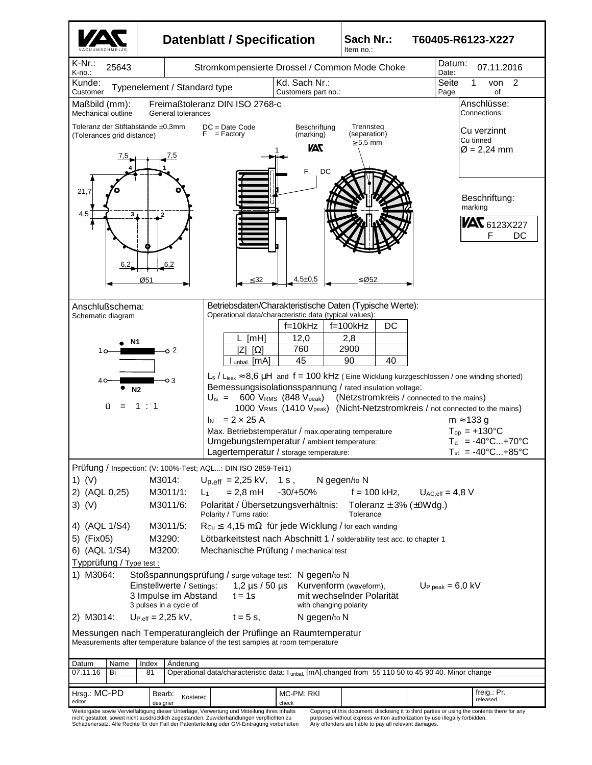# Datenblatt / Specification

**Sach Nr.: / Item no.:** T60405-R6123-X227

**K-Nr.: / K-no.:** 25643

**Stromkompensierte Drossel / Common Mode Choke**

**Datum: / Date:** 07.11.2016

**Kunde: / Customer:** Typenelement / Standard type

**Kd. Sach Nr.: / Customers part no.:**

**Seite / Page** 1 von / of 2

## Maßbild (mm): / Mechanical outline

Freimaßtoleranz DIN ISO 2768-c / General tolerances

Toleranz der Stiftabstände ±0,3mm (Tolerances grid distance)

DC = Date Code
F = Factory

Beschriftung (marking)

Trennsteg (separation) ≥5,5 mm

Dimensions: 7,5; 7,5; 21,7; 4,5; 6,2; 6,2; Ø51; ≤32; 4,5±0,5; ≤Ø52

**Anschlüsse: / Connections:**

Cu verzinnt / Cu tinned
Ø = 2,24 mm

**Beschriftung: / marking**

VAC 6123X227
F DC

## Anschlußschema: / Schematic diagram

N1: 1 – 2
N2: 4 – 3

ü = 1 : 1

## Betriebsdaten/Charakteristische Daten (Typische Werte): / Operational data/characteristic data (typical values):

| | f=10kHz | f=100kHz | DC |
|---|---|---|---|
| L [mH] | 12,0 | 2,8 | |
| \|Z\| [Ω] | 760 | 2900 | |
| $I_{unbal.}$ [mA] | 45 | 90 | 40 |

$L_s$ / $L_{leak}$ ≈ 8,6 µH and f = 100 kHz ( Eine Wicklung kurzgeschlossen / one winding shorted)

Bemessungsisolationsspannung / rated insulation voltage:

$U_{is}$ = 600 $V_{RMS}$ (848 $V_{peak}$) (Netzstromkreis / connected to the mains)
1000 $V_{RMS}$ (1410 $V_{peak}$) (Nicht-Netzstromkreis / not connected to the mains)

$I_N$ = 2 × 25 A — m ≈ 133 g

Max. Betriebstemperatur / max.operating temperature — $T_{op}$ = +130°C

Umgebungstemperatur / ambient temperature: — $T_a$ = -40°C...+70°C

Lagertemperatur / storage temperature: — $T_{st}$ = -40°C...+85°C

## Prüfung / Inspection: (V: 100%-Test; AQL...: DIN ISO 2859-Teil1)

1) (V) M3014: $U_{p,eff}$ = 2,25 kV, 1 s, N gegen/to N
2) (AQL 0,25) M3011/1: $L_1$ = 2,8 mH -30/+50% f = 100 kHz, $U_{AC,eff}$ = 4,8 V
3) (V) M3011/6: Polarität / Übersetzungsverhältnis: Polarity / Turns ratio: Toleranz ± 3% (±0Wdg.) Tolerance
4) (AQL 1/S4) M3011/5: $R_{Cu}$ ≤ 4,15 mΩ für jede Wicklung / for each winding
5) (Fix05) M3290: Lötbarkeitstest nach Abschnitt 1 / solderability test acc. to chapter 1
6) (AQL 1/S4) M3200: Mechanische Prüfung / mechanical test

## Typprüfung / Type test :

1) M3064: Stoßspannungsprüfung / surge voltage test: N gegen/to N
Einstellwerte / Settings: 1,2 µs / 50 µs Kurvenform (waveform), $U_{P,peak}$ = 6,0 kV
3 Impulse im Abstand / 3 pulses in a cycle of t = 1s mit wechselnder Polarität / with changing polarity

2) M3014: $U_{P,eff}$ = 2,25 kV, t = 5 s, N gegen/to N

Messungen nach Temperaturangleich der Prüflinge an Raumtemperatur
Measurements after temperature balance of the test samples at room temperature

| Datum | Name | Index | Änderung |
|---|---|---|---|
| 07.11.16 | Bi | 81 | Operational data/characteristic data: $I_{unbal.}$ [mA].changed from 55 110 50 to 45 90 40. Minor change |

Hrsg.: MC-PD (editor) — Bearb.: Kosterec (designer) — MC-PM: RKI (check) — freig.: Pr. (released)

Weitergabe sowie Vervielfältigung dieser Unterlage, Verwertung und Mitteilung ihres Inhalts nicht gestattet, soweit nicht ausdrücklich zugestanden. Zuwiderhandlungen verpflichten zu Schadenersatz. Alle Rechte für den Fall der Patenterteilung oder GM-Eintragung vorbehalten

Copying of this document, disclosing it to third parties or using the contents there for any purposes without express written authorization by use illegally forbidden. Any offenders are liable to pay all relevant damages.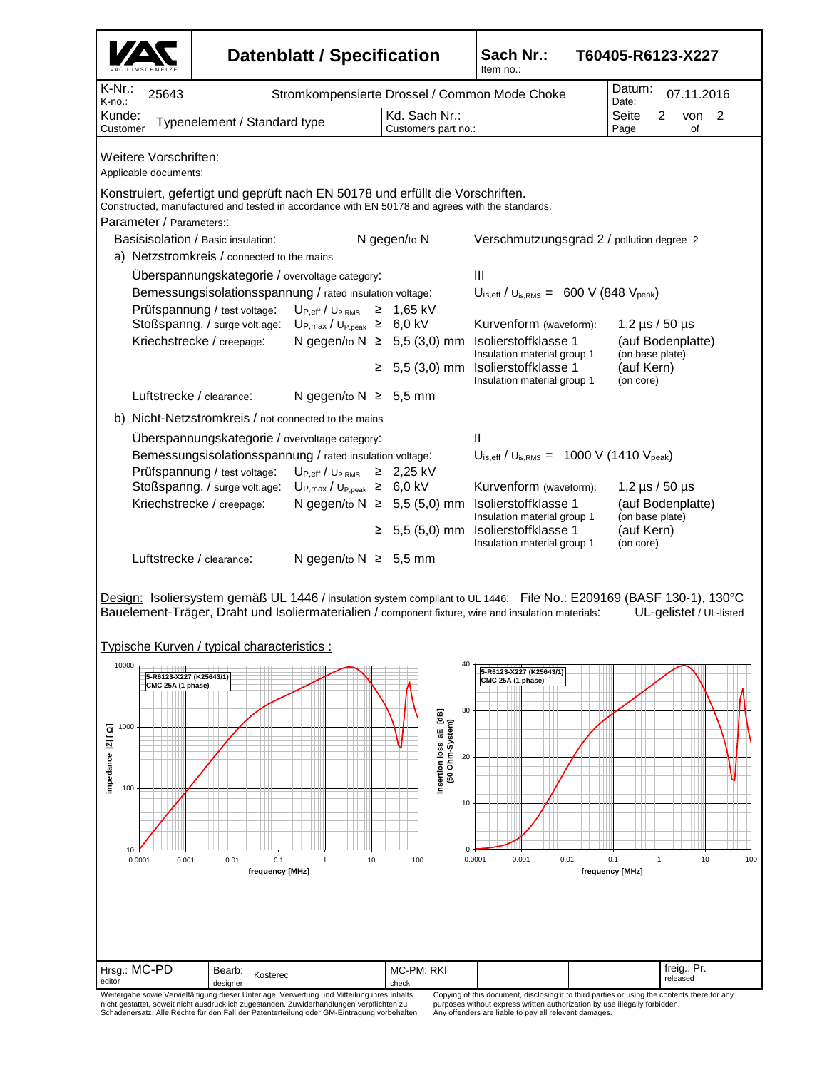# Datenblatt / Specification

**Sach Nr.:** T60405-R6123-X227
Item no.:

| | | | |
|---|---|---|---|
| K-Nr.: / K-no.: 25643 | Stromkompensierte Drossel / Common Mode Choke | | Datum: / Date: 07.11.2016 |
| Kunde: / Customer: Typenelement / Standard type | Kd. Sach Nr.: / Customers part no.: | | Seite 2 von 2 / Page of |

Weitere Vorschriften:
Applicable documents:

Konstruiert, gefertigt und geprüft nach EN 50178 und erfüllt die Vorschriften.
Constructed, manufactured and tested in accordance with EN 50178 and agrees with the standards.

Parameter / Parameters::

Basisisolation / Basic insulation: N gegen/to N — Verschmutzungsgrad 2 / pollution degree 2

a) Netzstromkreis / connected to the mains

| | | | |
|---|---|---|---|
| Überspannungskategorie / overvoltage category: | | III | |
| Bemessungsisolationsspannung / rated insulation voltage: | | $U_{is,eff}$ / $U_{is,RMS}$ = 600 V (848 $V_{peak}$) | |
| Prüfspannung / test voltage: | $U_{P,eff}$ / $U_{P,RMS}$ ≥ 1,65 kV | | |
| Stoßspanng. / surge volt.age: | $U_{P,max}$ / $U_{P,peak}$ ≥ 6,0 kV | Kurvenform (waveform): | 1,2 µs / 50 µs |
| Kriechstrecke / creepage: | N gegen/to N ≥ 5,5 (3,0) mm | Isolierstoffklasse 1 / Insulation material group 1 | (auf Bodenplatte) / (on base plate) |
| | ≥ 5,5 (3,0) mm | Isolierstoffklasse 1 / Insulation material group 1 | (auf Kern) / (on core) |
| Luftstrecke / clearance: | N gegen/to N ≥ 5,5 mm | | |

b) Nicht-Netzstromkreis / not connected to the mains

| | | | |
|---|---|---|---|
| Überspannungskategorie / overvoltage category: | | II | |
| Bemessungsisolationsspannung / rated insulation voltage: | | $U_{is,eff}$ / $U_{is,RMS}$ = 1000 V (1410 $V_{peak}$) | |
| Prüfspannung / test voltage: | $U_{P,eff}$ / $U_{P,RMS}$ ≥ 2,25 kV | | |
| Stoßspanng. / surge volt.age: | $U_{P,max}$ / $U_{P,peak}$ ≥ 6,0 kV | Kurvenform (waveform): | 1,2 µs / 50 µs |
| Kriechstrecke / creepage: | N gegen/to N ≥ 5,5 (5,0) mm | Isolierstoffklasse 1 / Insulation material group 1 | (auf Bodenplatte) / (on base plate) |
| | ≥ 5,5 (5,0) mm | Isolierstoffklasse 1 / Insulation material group 1 | (auf Kern) / (on core) |
| Luftstrecke / clearance: | N gegen/to N ≥ 5,5 mm | | |

Design: Isoliersystem gemäß UL 1446 / insulation system compliant to UL 1446: File No.: E209169 (BASF 130-1), 130°C
Bauelement-Träger, Draht und Isoliermaterialien / component fixture, wire and insulation materials: UL-gelistet / UL-listed

Typische Kurven / typical characteristics :

5-R6123-X227 (K25643/1)
CMC 25A (1 phase)
impedance |Z| [ Ω]
10000
1000
100
10
0.0001 0.001 0.01 0.1 1 10 100
frequency [MHz]

5-R6123-X227 (K25643/1)
CMC 25A (1 phase)
insertion loss aE [dB] (50 Ohm-System)
40
30
20
10
0
0.0001 0.001 0.01 0.1 1 10 100
frequency [MHz]

| | | | | |
|---|---|---|---|---|
| Hrsg.: MC-PD / editor | Bearb.: Kosterec / designer | MC-PM: RKI / check | | freig.: Pr. / released |

Weitergabe sowie Vervielfältigung dieser Unterlage, Verwertung und Mitteilung ihres Inhalts nicht gestattet, soweit nicht ausdrücklich zugestanden. Zuwiderhandlungen verpflichten zu Schadenersatz. Alle Rechte für den Fall der Patenterteilung oder GM-Eintragung vorbehalten

Copying of this document, disclosing it to third parties or using the contents there for any purposes without express written authorization by use illegally forbidden. Any offenders are liable to pay all relevant damages.